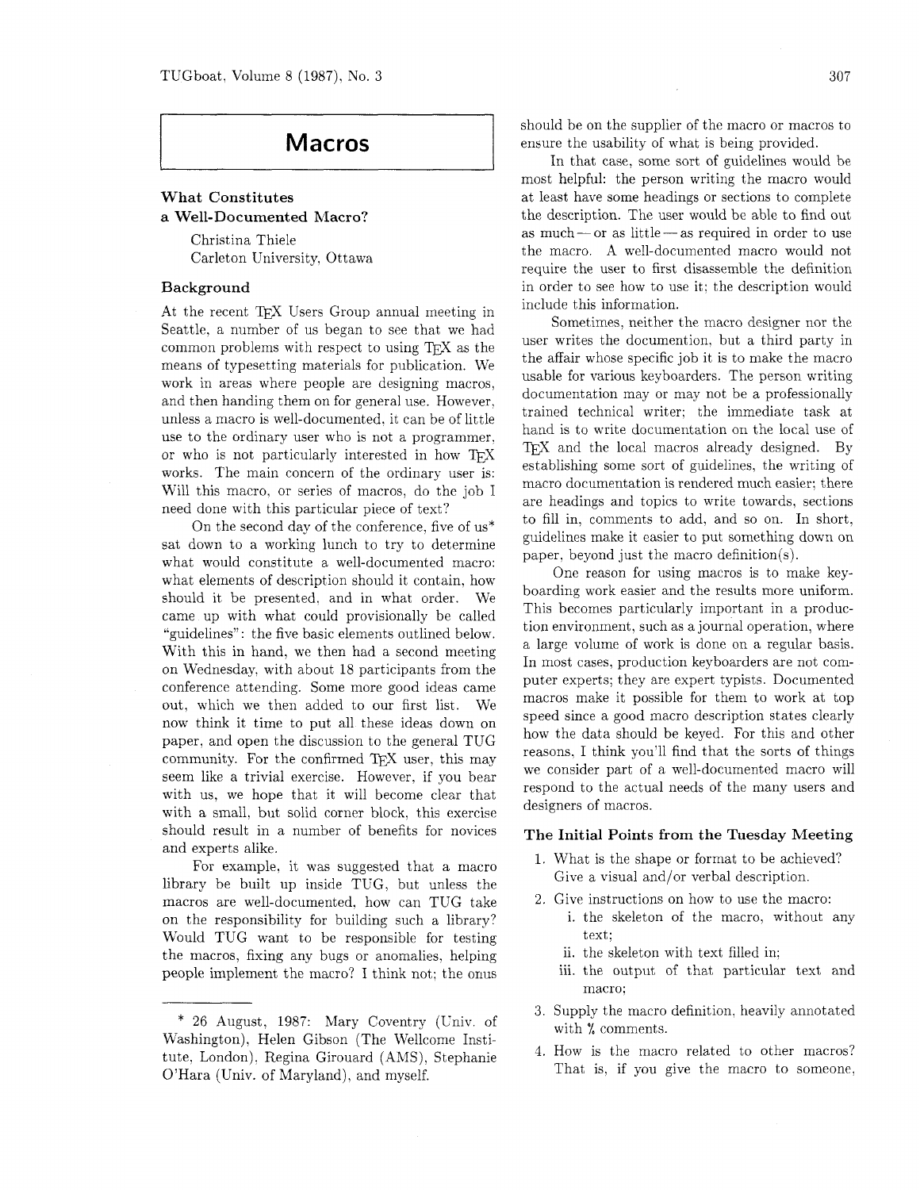# Macros

## What Constitutes a Well-Documented Macro?

Christina Thiele
Carleton University, Ottawa

### Background

At the recent TEX Users Group annual meeting in Seattle, a number of us began to see that we had common problems with respect to using TEX as the means of typesetting materials for publication. We work in areas where people are designing macros, and then handing them on for general use. However, unless a macro is well-documented, it can be of little use to the ordinary user who is not a programmer, or who is not particularly interested in how TEX works. The main concern of the ordinary user is: Will this macro, or series of macros, do the job I need done with this particular piece of text?

On the second day of the conference, five of us* sat down to a working lunch to try to determine what would constitute a well-documented macro: what elements of description should it contain, how should it be presented, and in what order. We came up with what could provisionally be called "guidelines": the five basic elements outlined below. With this in hand, we then had a second meeting on Wednesday, with about 18 participants from the conference attending. Some more good ideas came out, which we then added to our first list. We now think it time to put all these ideas down on paper, and open the discussion to the general TUG community. For the confirmed TEX user, this may seem like a trivial exercise. However, if you bear with us, we hope that it will become clear that with a small, but solid corner block, this exercise should result in a number of benefits for novices and experts alike.

For example, it was suggested that a macro library be built up inside TUG, but unless the macros are well-documented, how can TUG take on the responsibility for building such a library? Would TUG want to be responsible for testing the macros, fixing any bugs or anomalies, helping people implement the macro? I think not; the onus should be on the supplier of the macro or macros to ensure the usability of what is being provided.

In that case, some sort of guidelines would be most helpful: the person writing the macro would at least have some headings or sections to complete the description. The user would be able to find out as much — or as little — as required in order to use the macro. A well-documented macro would not require the user to first disassemble the definition in order to see how to use it; the description would include this information.

Sometimes, neither the macro designer nor the user writes the documention, but a third party in the affair whose specific job it is to make the macro usable for various keyboarders. The person writing documentation may or may not be a professionally trained technical writer; the immediate task at hand is to write documentation on the local use of TEX and the local macros already designed. By establishing some sort of guidelines, the writing of macro documentation is rendered much easier; there are headings and topics to write towards, sections to fill in, comments to add, and so on. In short, guidelines make it easier to put something down on paper, beyond just the macro definition(s).

One reason for using macros is to make keyboarding work easier and the results more uniform. This becomes particularly important in a production environment, such as a journal operation, where a large volume of work is done on a regular basis. In most cases, production keyboarders are not computer experts; they are expert typists. Documented macros make it possible for them to work at top speed since a good macro description states clearly how the data should be keyed. For this and other reasons, I think you'll find that the sorts of things we consider part of a well-documented macro will respond to the actual needs of the many users and designers of macros.

### The Initial Points from the Tuesday Meeting

1. What is the shape or format to be achieved? Give a visual and/or verbal description.
2. Give instructions on how to use the macro:
   i. the skeleton of the macro, without any text;
   ii. the skeleton with text filled in;
   iii. the output of that particular text and macro;
3. Supply the macro definition, heavily annotated with % comments.
4. How is the macro related to other macros? That is, if you give the macro to someone,

---

\* 26 August, 1987: Mary Coventry (Univ. of Washington), Helen Gibson (The Wellcome Institute, London), Regina Girouard (AMS), Stephanie O'Hara (Univ. of Maryland), and myself.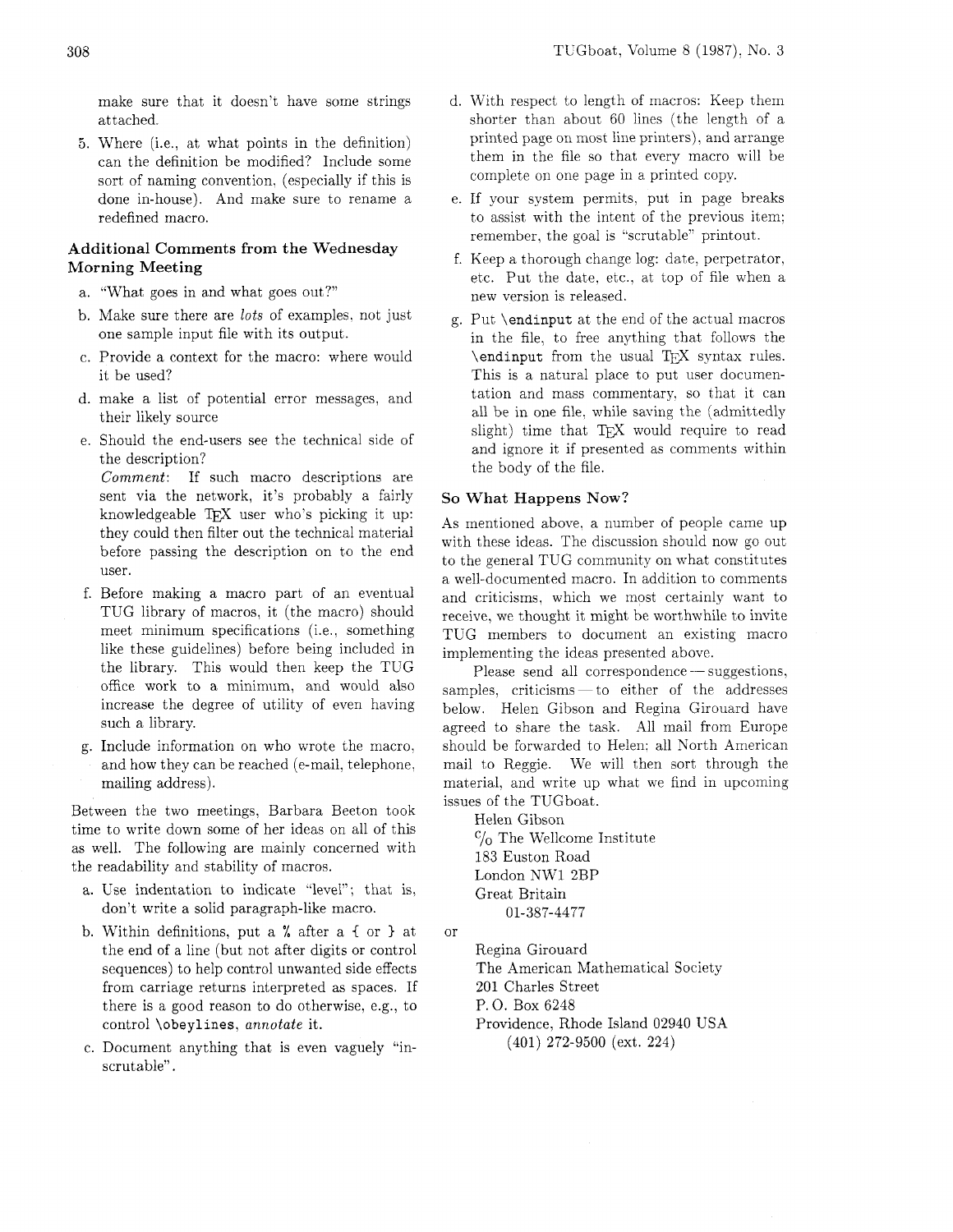make sure that it doesn't have some strings attached.

5. Where (i.e., at what points in the definition) can the definition be modified? Include some sort of naming convention, (especially if this is done in-house). And make sure to rename a redefined macro.

### Additional Comments from the Wednesday Morning Meeting

a. "What goes in and what goes out?"

b. Make sure there are *lots* of examples, not just one sample input file with its output.

c. Provide a context for the macro: where would it be used?

d. make a list of potential error messages, and their likely source

e. Should the end-users see the technical side of the description?
   *Comment*: If such macro descriptions are sent via the network, it's probably a fairly knowledgeable TEX user who's picking it up: they could then filter out the technical material before passing the description on to the end user.

f. Before making a macro part of an eventual TUG library of macros, it (the macro) should meet minimum specifications (i.e., something like these guidelines) before being included in the library. This would then keep the TUG office work to a minimum, and would also increase the degree of utility of even having such a library.

g. Include information on who wrote the macro, and how they can be reached (e-mail, telephone, mailing address).

Between the two meetings, Barbara Beeton took time to write down some of her ideas on all of this as well. The following are mainly concerned with the readability and stability of macros.

a. Use indentation to indicate "level"; that is, don't write a solid paragraph-like macro.

b. Within definitions, put a % after a { or } at the end of a line (but not after digits or control sequences) to help control unwanted side effects from carriage returns interpreted as spaces. If there is a good reason to do otherwise, e.g., to control `\obeylines`, *annotate* it.

c. Document anything that is even vaguely "inscrutable".

d. With respect to length of macros: Keep them shorter than about 60 lines (the length of a printed page on most line printers), and arrange them in the file so that every macro will be complete on one page in a printed copy.

e. If your system permits, put in page breaks to assist with the intent of the previous item; remember, the goal is "scrutable" printout.

f. Keep a thorough change log: date, perpetrator, etc. Put the date, etc., at top of file when a new version is released.

g. Put `\endinput` at the end of the actual macros in the file, to free anything that follows the `\endinput` from the usual TEX syntax rules. This is a natural place to put user documentation and mass commentary, so that it can all be in one file, while saving the (admittedly slight) time that TEX would require to read and ignore it if presented as comments within the body of the file.

### So What Happens Now?

As mentioned above, a number of people came up with these ideas. The discussion should now go out to the general TUG community on what constitutes a well-documented macro. In addition to comments and criticisms, which we most certainly want to receive, we thought it might be worthwhile to invite TUG members to document an existing macro implementing the ideas presented above.

Please send all correspondence — suggestions, samples, criticisms — to either of the addresses below. Helen Gibson and Regina Girouard have agreed to share the task. All mail from Europe should be forwarded to Helen; all North American mail to Reggie. We will then sort through the material, and write up what we find in upcoming issues of the TUGboat.

Helen Gibson
c/o The Wellcome Institute
183 Euston Road
London NW1 2BP
Great Britain
01-387-4477

or

Regina Girouard
The American Mathematical Society
201 Charles Street
P. O. Box 6248
Providence, Rhode Island 02940 USA
(401) 272-9500 (ext. 224)